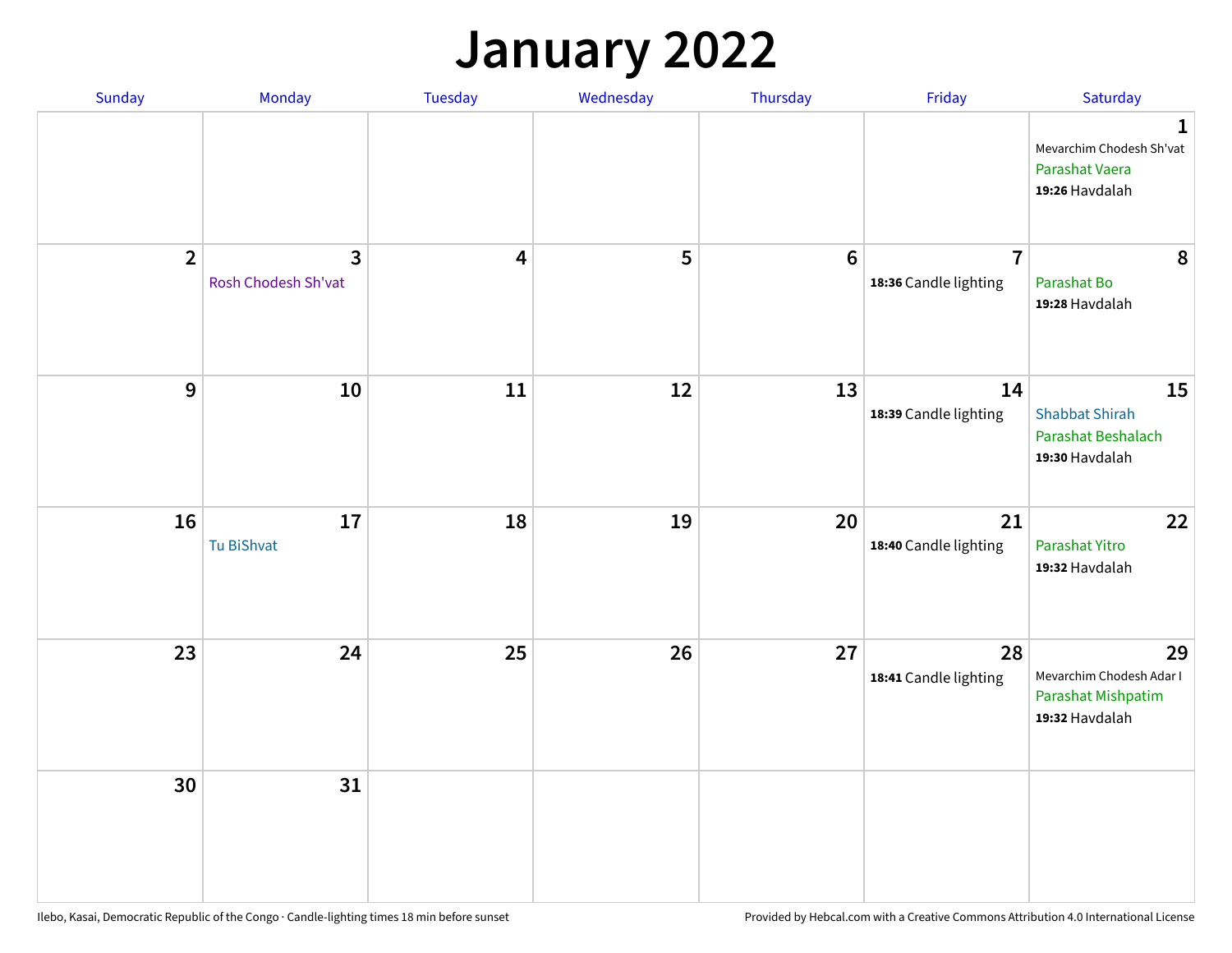# January 2022

| Sunday | Monday | Tuesday | Wednesday | Thursday | Friday | Saturday |
|---|---|---|---|---|---|---|
| | | | | | | **1** Mevarchim Chodesh Sh'vat Parashat Vaera **19:26** Havdalah |
| **2** | **3** Rosh Chodesh Sh'vat | **4** | **5** | **6** | **7** **18:36** Candle lighting | **8** Parashat Bo **19:28** Havdalah |
| **9** | **10** | **11** | **12** | **13** | **14** **18:39** Candle lighting | **15** Shabbat Shirah Parashat Beshalach **19:30** Havdalah |
| **16** | **17** Tu BiShvat | **18** | **19** | **20** | **21** **18:40** Candle lighting | **22** Parashat Yitro **19:32** Havdalah |
| **23** | **24** | **25** | **26** | **27** | **28** **18:41** Candle lighting | **29** Mevarchim Chodesh Adar I Parashat Mishpatim **19:32** Havdalah |
| **30** | **31** | | | | | |

Ilebo, Kasai, Democratic Republic of the Congo · Candle-lighting times 18 min before sunset

Provided by Hebcal.com with a Creative Commons Attribution 4.0 International License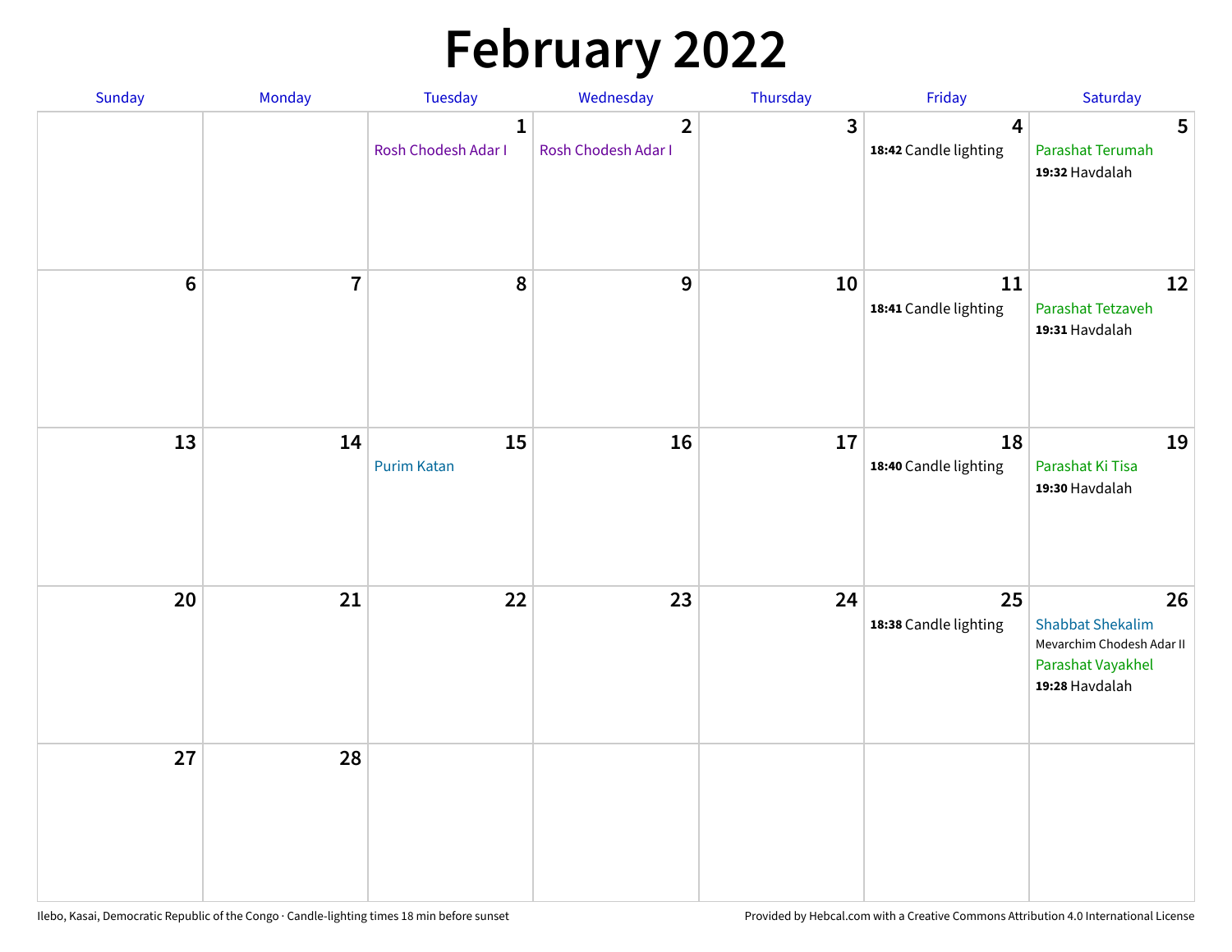# February 2022

| Sunday | Monday | Tuesday | Wednesday | Thursday | Friday | Saturday |
|---|---|---|---|---|---|---|
| | | 1<br>Rosh Chodesh Adar I | 2<br>Rosh Chodesh Adar I | 3 | 4<br>**18:42** Candle lighting | 5<br>Parashat Terumah<br>**19:32** Havdalah |
| 6 | 7 | 8 | 9 | 10 | 11<br>**18:41** Candle lighting | 12<br>Parashat Tetzaveh<br>**19:31** Havdalah |
| 13 | 14 | 15<br>Purim Katan | 16 | 17 | 18<br>**18:40** Candle lighting | 19<br>Parashat Ki Tisa<br>**19:30** Havdalah |
| 20 | 21 | 22 | 23 | 24 | 25<br>**18:38** Candle lighting | 26<br>Shabbat Shekalim<br>Mevarchim Chodesh Adar II<br>Parashat Vayakhel<br>**19:28** Havdalah |
| 27 | 28 | | | | | |

Ilebo, Kasai, Democratic Republic of the Congo · Candle-lighting times 18 min before sunset

Provided by Hebcal.com with a Creative Commons Attribution 4.0 International License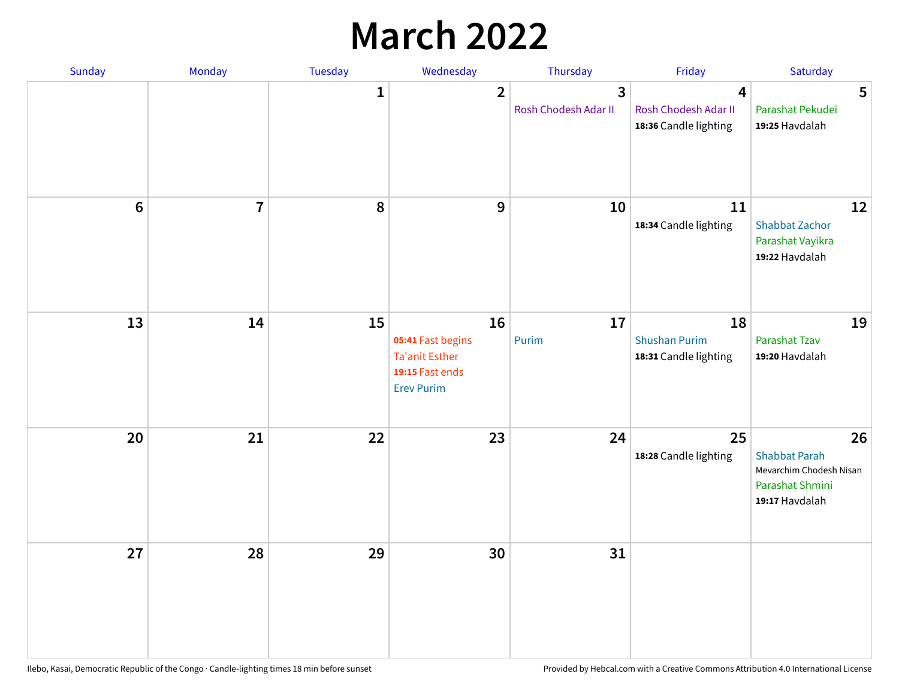# March 2022

| Sunday | Monday | Tuesday | Wednesday | Thursday | Friday | Saturday |
|---|---|---|---|---|---|---|
| | | 1 | 2 | 3<br>Rosh Chodesh Adar II | 4<br>Rosh Chodesh Adar II<br>**18:36** Candle lighting | 5<br>Parashat Pekudei<br>**19:25** Havdalah |
| 6 | 7 | 8 | 9 | 10 | 11<br>**18:34** Candle lighting | 12<br>Shabbat Zachor<br>Parashat Vayikra<br>**19:22** Havdalah |
| 13 | 14 | 15 | 16<br>**05:41** Fast begins<br>Ta'anit Esther<br>**19:15** Fast ends<br>Erev Purim | 17<br>Purim | 18<br>Shushan Purim<br>**18:31** Candle lighting | 19<br>Parashat Tzav<br>**19:20** Havdalah |
| 20 | 21 | 22 | 23 | 24 | 25<br>**18:28** Candle lighting | 26<br>Shabbat Parah<br>Mevarchim Chodesh Nisan<br>Parashat Shmini<br>**19:17** Havdalah |
| 27 | 28 | 29 | 30 | 31 | | |

Ilebo, Kasai, Democratic Republic of the Congo · Candle-lighting times 18 min before sunset

Provided by Hebcal.com with a Creative Commons Attribution 4.0 International License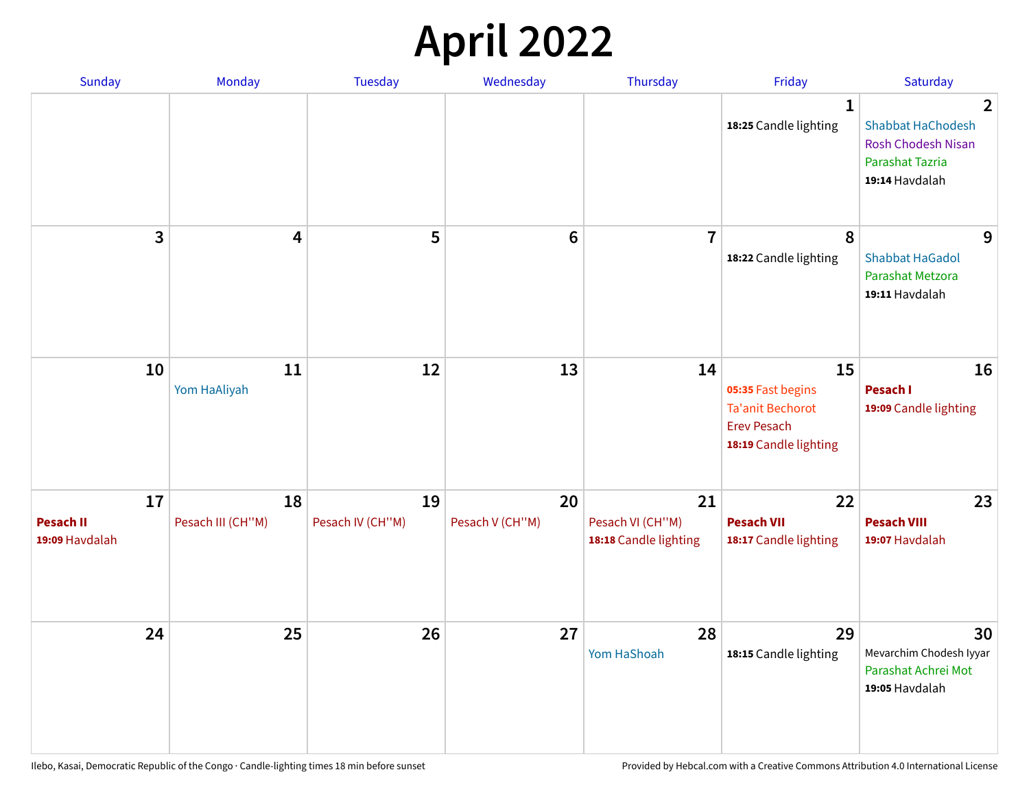# April 2022

| Sunday | Monday | Tuesday | Wednesday | Thursday | Friday | Saturday |
|---|---|---|---|---|---|---|
| | | | | | **1**<br>**18:25** Candle lighting | **2**<br>Shabbat HaChodesh<br>Rosh Chodesh Nisan<br>Parashat Tazria<br>**19:14** Havdalah |
| **3** | **4** | **5** | **6** | **7** | **8**<br>**18:22** Candle lighting | **9**<br>Shabbat HaGadol<br>Parashat Metzora<br>**19:11** Havdalah |
| **10** | **11**<br>Yom HaAliyah | **12** | **13** | **14** | **15**<br>**05:35** Fast begins<br>Ta'anit Bechorot<br>Erev Pesach<br>**18:19** Candle lighting | **16**<br>**Pesach I**<br>**19:09** Candle lighting |
| **17**<br>**Pesach II**<br>**19:09** Havdalah | **18**<br>Pesach III (CH''M) | **19**<br>Pesach IV (CH''M) | **20**<br>Pesach V (CH''M) | **21**<br>Pesach VI (CH''M)<br>**18:18** Candle lighting | **22**<br>**Pesach VII**<br>**18:17** Candle lighting | **23**<br>**Pesach VIII**<br>**19:07** Havdalah |
| **24** | **25** | **26** | **27** | **28**<br>Yom HaShoah | **29**<br>**18:15** Candle lighting | **30**<br>Mevarchim Chodesh Iyyar<br>Parashat Achrei Mot<br>**19:05** Havdalah |

Ilebo, Kasai, Democratic Republic of the Congo · Candle-lighting times 18 min before sunset

Provided by Hebcal.com with a Creative Commons Attribution 4.0 International License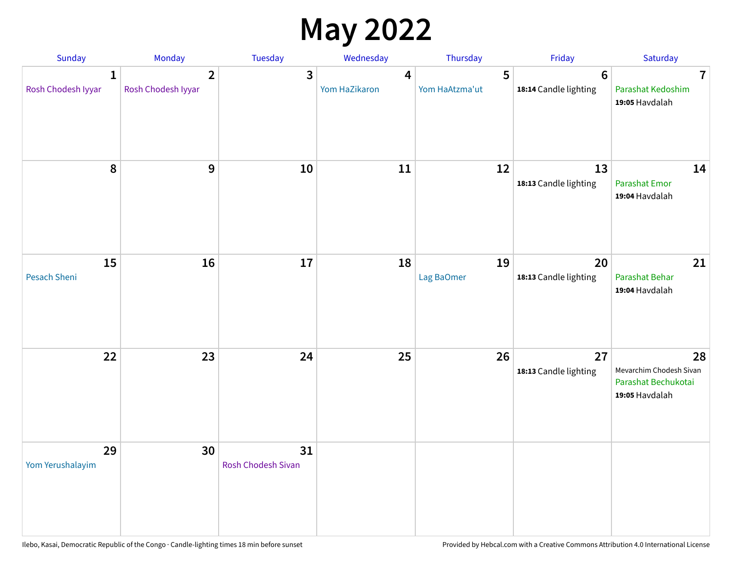# May 2022

| Sunday | Monday | Tuesday | Wednesday | Thursday | Friday | Saturday |
|---|---|---|---|---|---|---|
| **1** Rosh Chodesh Iyyar | **2** Rosh Chodesh Iyyar | **3** | **4** Yom HaZikaron | **5** Yom HaAtzma'ut | **6** **18:14** Candle lighting | **7** Parashat Kedoshim **19:05** Havdalah |
| **8** | **9** | **10** | **11** | **12** | **13** **18:13** Candle lighting | **14** Parashat Emor **19:04** Havdalah |
| **15** Pesach Sheni | **16** | **17** | **18** | **19** Lag BaOmer | **20** **18:13** Candle lighting | **21** Parashat Behar **19:04** Havdalah |
| **22** | **23** | **24** | **25** | **26** | **27** **18:13** Candle lighting | **28** Mevarchim Chodesh Sivan Parashat Bechukotai **19:05** Havdalah |
| **29** Yom Yerushalayim | **30** | **31** Rosh Chodesh Sivan | | | | |

Ilebo, Kasai, Democratic Republic of the Congo · Candle-lighting times 18 min before sunset

Provided by Hebcal.com with a Creative Commons Attribution 4.0 International License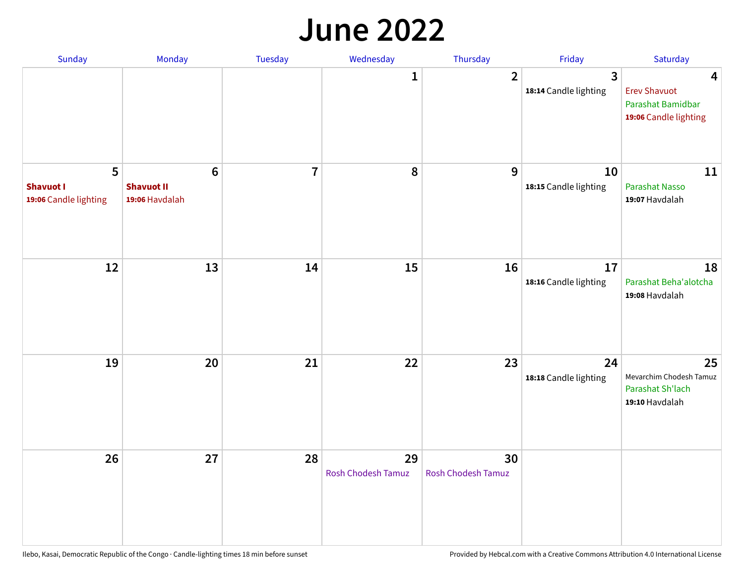# June 2022

| Sunday | Monday | Tuesday | Wednesday | Thursday | Friday | Saturday |
|---|---|---|---|---|---|---|
| | | | 1 | 2 | 3<br>**18:14** Candle lighting | 4<br>Erev Shavuot<br>Parashat Bamidbar<br>**19:06** Candle lighting |
| 5<br>**Shavuot I**<br>**19:06** Candle lighting | 6<br>**Shavuot II**<br>**19:06** Havdalah | 7 | 8 | 9 | 10<br>**18:15** Candle lighting | 11<br>Parashat Nasso<br>**19:07** Havdalah |
| 12 | 13 | 14 | 15 | 16 | 17<br>**18:16** Candle lighting | 18<br>Parashat Beha'alotcha<br>**19:08** Havdalah |
| 19 | 20 | 21 | 22 | 23 | 24<br>**18:18** Candle lighting | 25<br>Mevarchim Chodesh Tamuz<br>Parashat Sh'lach<br>**19:10** Havdalah |
| 26 | 27 | 28 | 29<br>Rosh Chodesh Tamuz | 30<br>Rosh Chodesh Tamuz | | |

Ilebo, Kasai, Democratic Republic of the Congo · Candle-lighting times 18 min before sunset

Provided by Hebcal.com with a Creative Commons Attribution 4.0 International License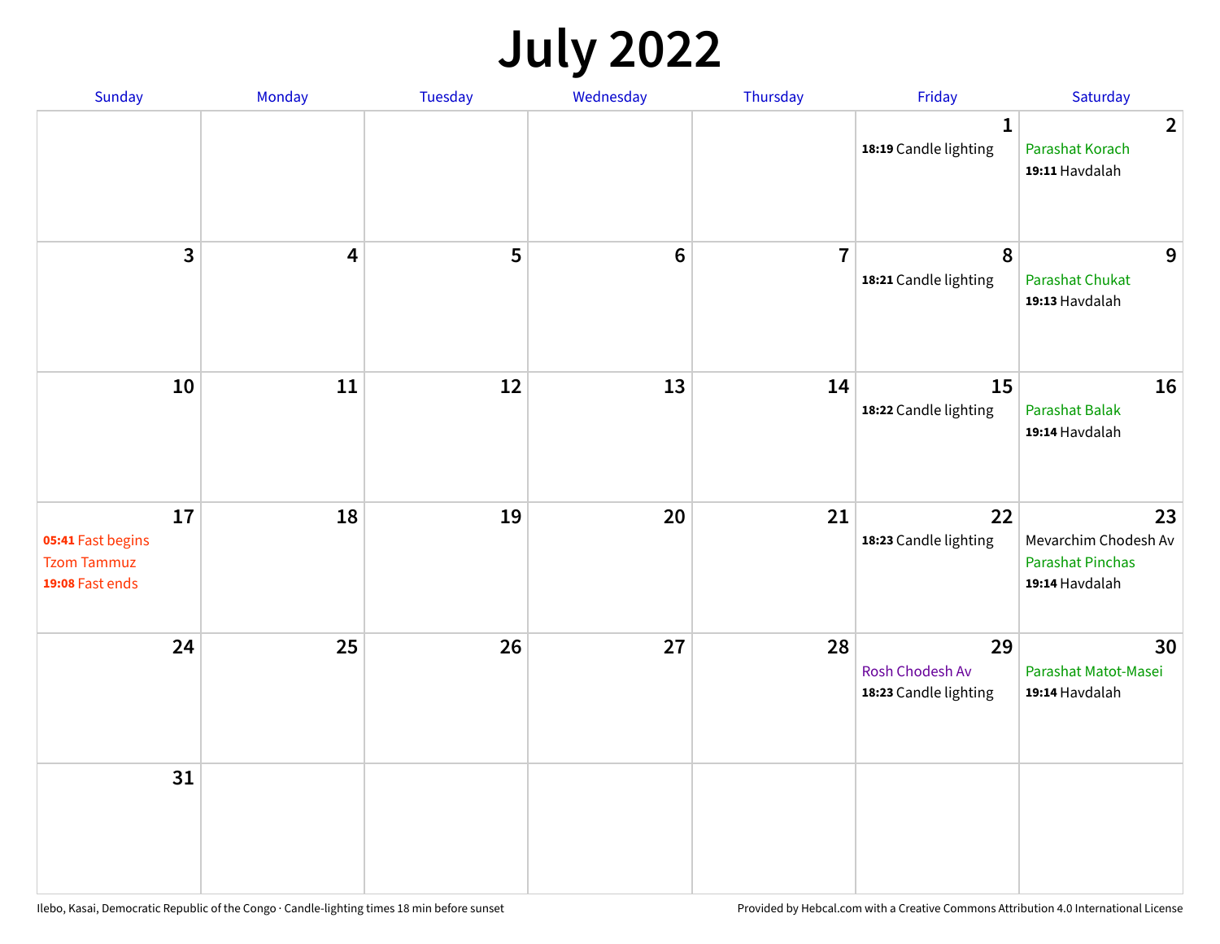# July 2022

| Sunday | Monday | Tuesday | Wednesday | Thursday | Friday | Saturday |
|---|---|---|---|---|---|---|
| | | | | | **1**<br>**18:19** Candle lighting | **2**<br>Parashat Korach<br>**19:11** Havdalah |
| **3** | **4** | **5** | **6** | **7** | **8**<br>**18:21** Candle lighting | **9**<br>Parashat Chukat<br>**19:13** Havdalah |
| **10** | **11** | **12** | **13** | **14** | **15**<br>**18:22** Candle lighting | **16**<br>Parashat Balak<br>**19:14** Havdalah |
| **17**<br>**05:41** Fast begins<br>Tzom Tammuz<br>**19:08** Fast ends | **18** | **19** | **20** | **21** | **22**<br>**18:23** Candle lighting | **23**<br>Mevarchim Chodesh Av<br>Parashat Pinchas<br>**19:14** Havdalah |
| **24** | **25** | **26** | **27** | **28** | **29**<br>Rosh Chodesh Av<br>**18:23** Candle lighting | **30**<br>Parashat Matot-Masei<br>**19:14** Havdalah |
| **31** | | | | | | |

Ilebo, Kasai, Democratic Republic of the Congo · Candle-lighting times 18 min before sunset

Provided by Hebcal.com with a Creative Commons Attribution 4.0 International License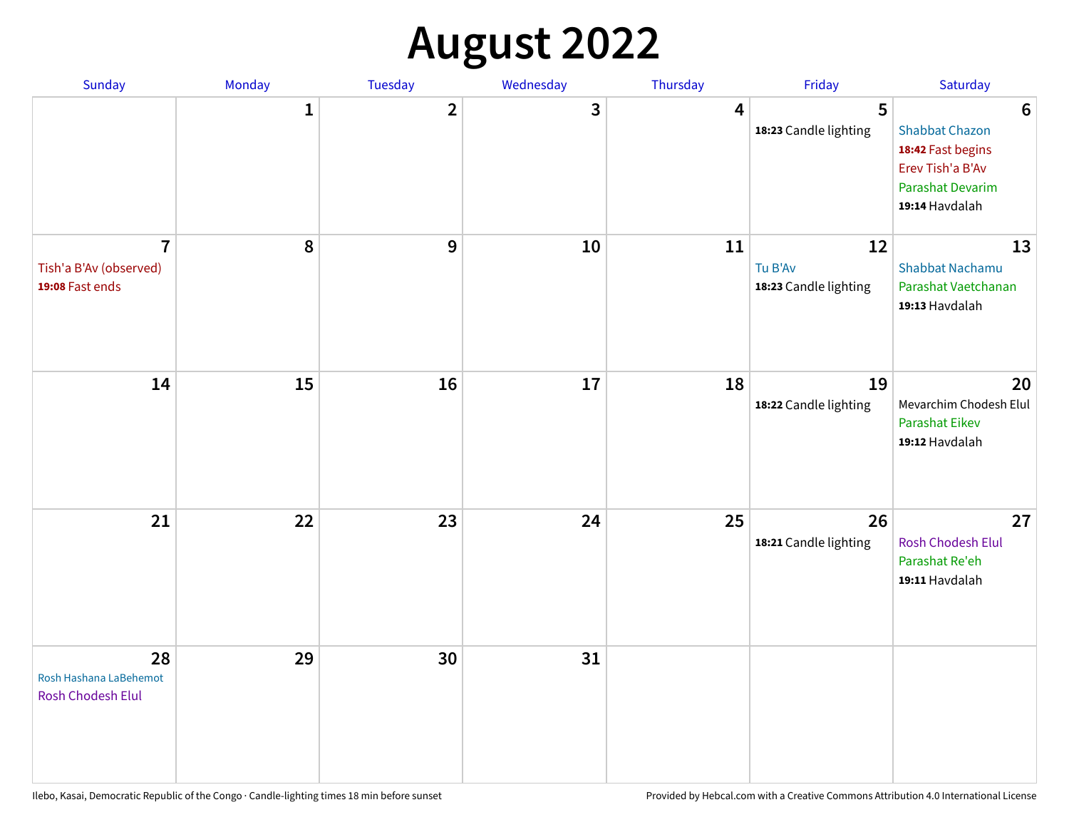# August 2022

| Sunday | Monday | Tuesday | Wednesday | Thursday | Friday | Saturday |
|---|---|---|---|---|---|---|
| | 1 | 2 | 3 | 4 | 5<br>**18:23** Candle lighting | 6<br>Shabbat Chazon<br>**18:42** Fast begins<br>Erev Tish'a B'Av<br>Parashat Devarim<br>**19:14** Havdalah |
| 7<br>Tish'a B'Av (observed)<br>**19:08** Fast ends | 8 | 9 | 10 | 11 | 12<br>Tu B'Av<br>**18:23** Candle lighting | 13<br>Shabbat Nachamu<br>Parashat Vaetchanan<br>**19:13** Havdalah |
| 14 | 15 | 16 | 17 | 18 | 19<br>**18:22** Candle lighting | 20<br>Mevarchim Chodesh Elul<br>Parashat Eikev<br>**19:12** Havdalah |
| 21 | 22 | 23 | 24 | 25 | 26<br>**18:21** Candle lighting | 27<br>Rosh Chodesh Elul<br>Parashat Re'eh<br>**19:11** Havdalah |
| 28<br>Rosh Hashana LaBehemot<br>Rosh Chodesh Elul | 29 | 30 | 31 | | | |

Ilebo, Kasai, Democratic Republic of the Congo · Candle-lighting times 18 min before sunset

Provided by Hebcal.com with a Creative Commons Attribution 4.0 International License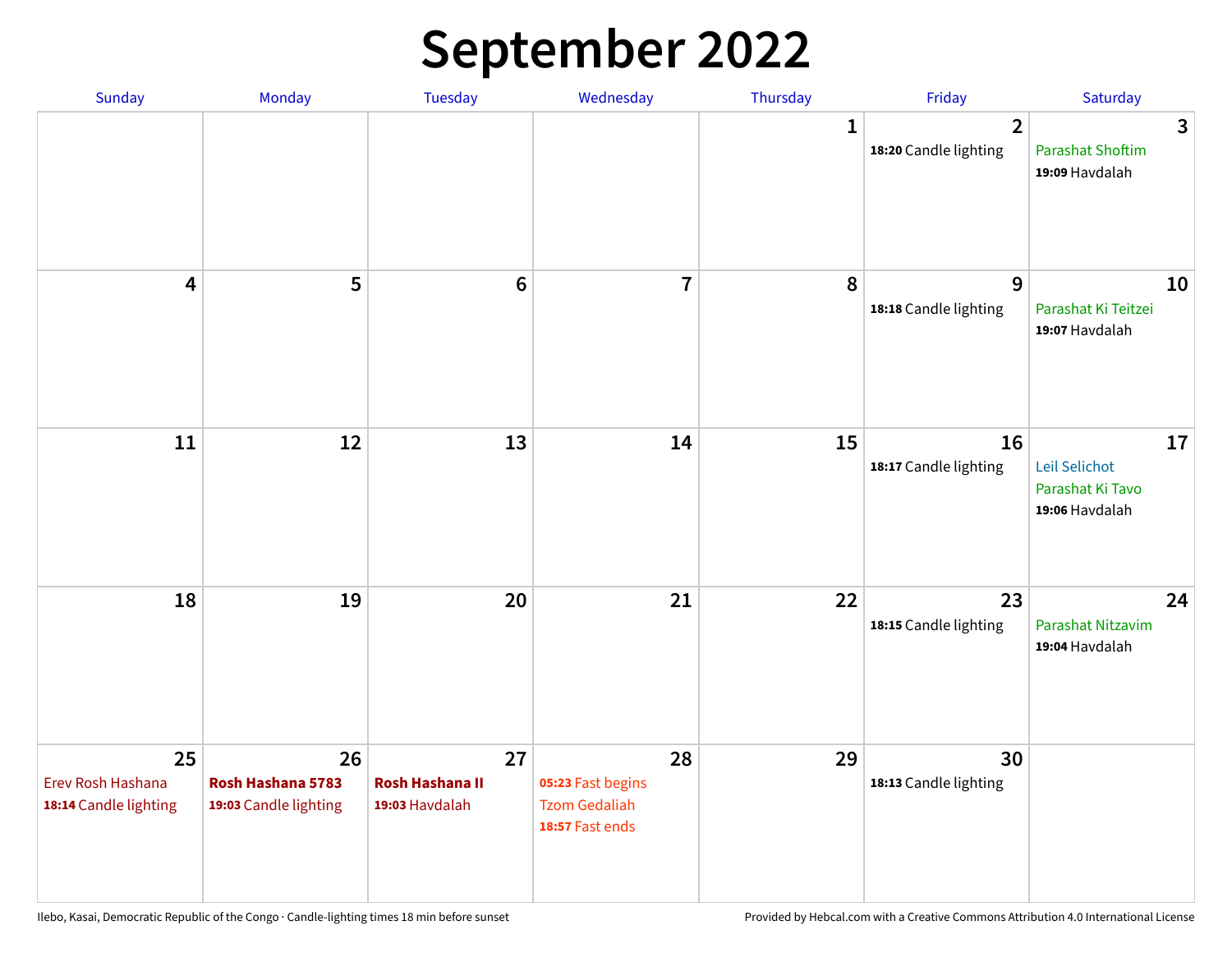# September 2022

| Sunday | Monday | Tuesday | Wednesday | Thursday | Friday | Saturday |
|---|---|---|---|---|---|---|
| | | | | 1 | 2<br>**18:20** Candle lighting | 3<br>Parashat Shoftim<br>**19:09** Havdalah |
| 4 | 5 | 6 | 7 | 8 | 9<br>**18:18** Candle lighting | 10<br>Parashat Ki Teitzei<br>**19:07** Havdalah |
| 11 | 12 | 13 | 14 | 15 | 16<br>**18:17** Candle lighting | 17<br>Leil Selichot<br>Parashat Ki Tavo<br>**19:06** Havdalah |
| 18 | 19 | 20 | 21 | 22 | 23<br>**18:15** Candle lighting | 24<br>Parashat Nitzavim<br>**19:04** Havdalah |
| 25<br>Erev Rosh Hashana<br>**18:14** Candle lighting | 26<br>**Rosh Hashana 5783**<br>**19:03** Candle lighting | 27<br>**Rosh Hashana II**<br>**19:03** Havdalah | 28<br>**05:23** Fast begins<br>Tzom Gedaliah<br>**18:57** Fast ends | 29 | 30<br>**18:13** Candle lighting | |

Ilebo, Kasai, Democratic Republic of the Congo · Candle-lighting times 18 min before sunset

Provided by Hebcal.com with a Creative Commons Attribution 4.0 International License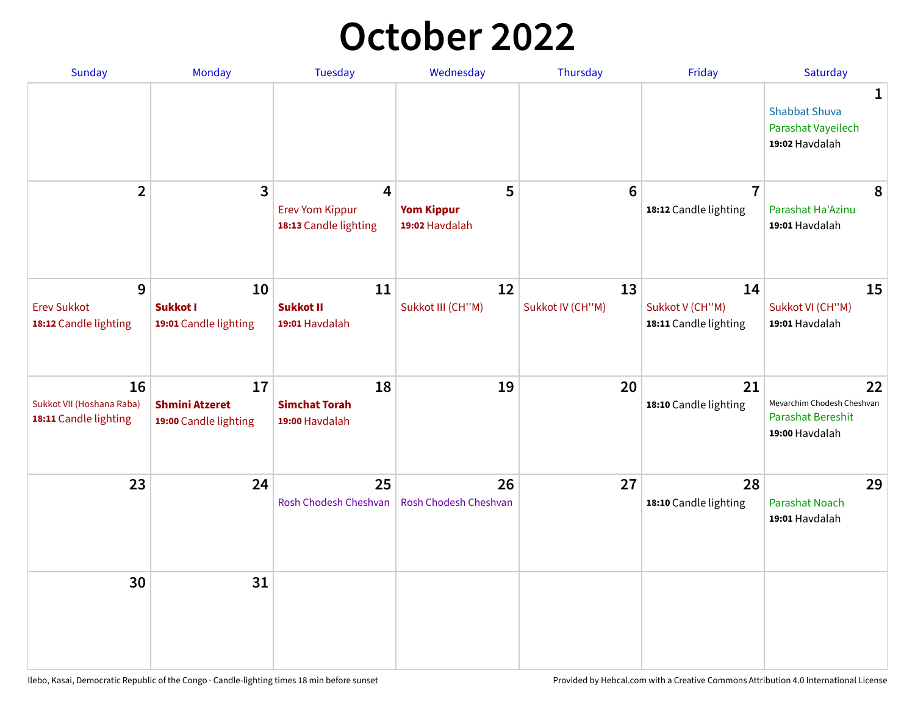# October 2022

| Sunday | Monday | Tuesday | Wednesday | Thursday | Friday | Saturday |
|---|---|---|---|---|---|---|
| | | | | | | **1**<br>Shabbat Shuva<br>Parashat Vayeilech<br>**19:02** Havdalah |
| **2** | **3** | **4**<br>Erev Yom Kippur<br>**18:13** Candle lighting | **5**<br>**Yom Kippur**<br>**19:02** Havdalah | **6** | **7**<br>**18:12** Candle lighting | **8**<br>Parashat Ha'Azinu<br>**19:01** Havdalah |
| **9**<br>Erev Sukkot<br>**18:12** Candle lighting | **10**<br>**Sukkot I**<br>**19:01** Candle lighting | **11**<br>**Sukkot II**<br>**19:01** Havdalah | **12**<br>Sukkot III (CH''M) | **13**<br>Sukkot IV (CH''M) | **14**<br>Sukkot V (CH''M)<br>**18:11** Candle lighting | **15**<br>Sukkot VI (CH''M)<br>**19:01** Havdalah |
| **16**<br>Sukkot VII (Hoshana Raba)<br>**18:11** Candle lighting | **17**<br>**Shmini Atzeret**<br>**19:00** Candle lighting | **18**<br>**Simchat Torah**<br>**19:00** Havdalah | **19** | **20** | **21**<br>**18:10** Candle lighting | **22**<br>Mevarchim Chodesh Cheshvan<br>Parashat Bereshit<br>**19:00** Havdalah |
| **23** | **24** | **25**<br>Rosh Chodesh Cheshvan | **26**<br>Rosh Chodesh Cheshvan | **27** | **28**<br>**18:10** Candle lighting | **29**<br>Parashat Noach<br>**19:01** Havdalah |
| **30** | **31** | | | | | |

Ilebo, Kasai, Democratic Republic of the Congo · Candle-lighting times 18 min before sunset

Provided by Hebcal.com with a Creative Commons Attribution 4.0 International License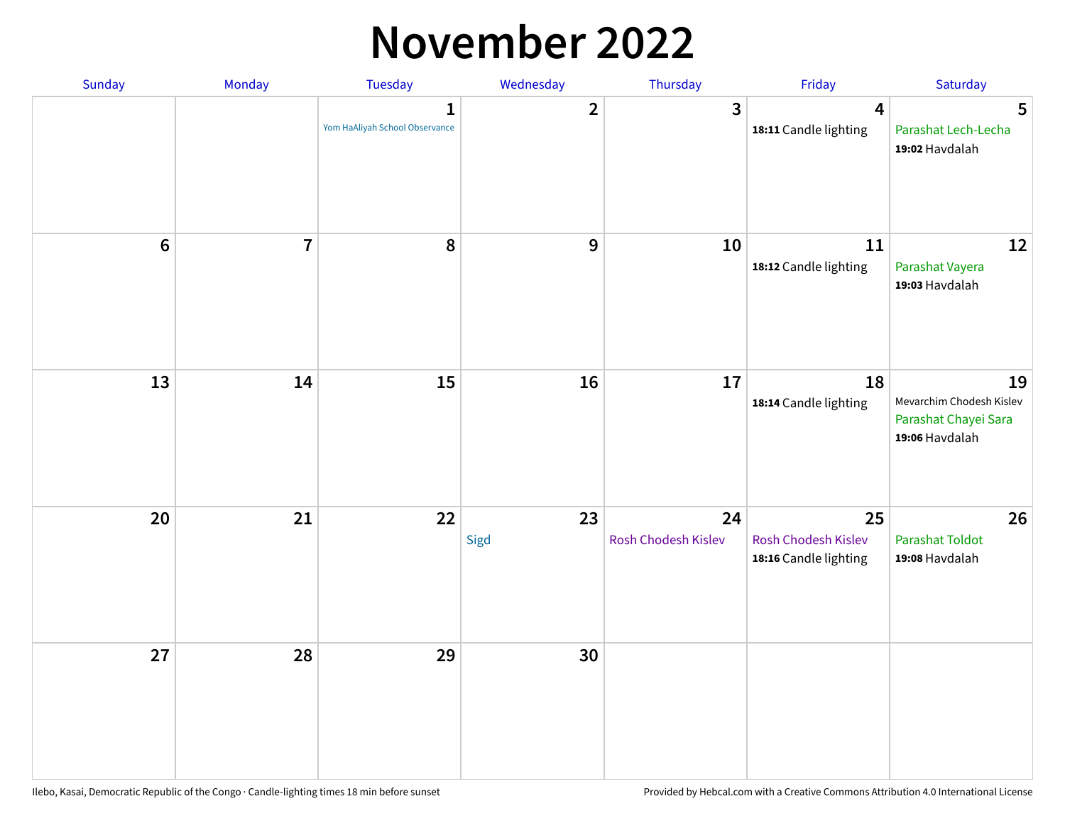# November 2022

| Sunday | Monday | Tuesday | Wednesday | Thursday | Friday | Saturday |
| --- | --- | --- | --- | --- | --- | --- |
| | | 1<br>Yom HaAliyah School Observance | 2 | 3 | 4<br>**18:11** Candle lighting | 5<br>Parashat Lech-Lecha<br>**19:02** Havdalah |
| 6 | 7 | 8 | 9 | 10 | 11<br>**18:12** Candle lighting | 12<br>Parashat Vayera<br>**19:03** Havdalah |
| 13 | 14 | 15 | 16 | 17 | 18<br>**18:14** Candle lighting | 19<br>Mevarchim Chodesh Kislev<br>Parashat Chayei Sara<br>**19:06** Havdalah |
| 20 | 21 | 22 | 23<br>Sigd | 24<br>Rosh Chodesh Kislev | 25<br>Rosh Chodesh Kislev<br>**18:16** Candle lighting | 26<br>Parashat Toldot<br>**19:08** Havdalah |
| 27 | 28 | 29 | 30 | | | |

Ilebo, Kasai, Democratic Republic of the Congo · Candle-lighting times 18 min before sunset

Provided by Hebcal.com with a Creative Commons Attribution 4.0 International License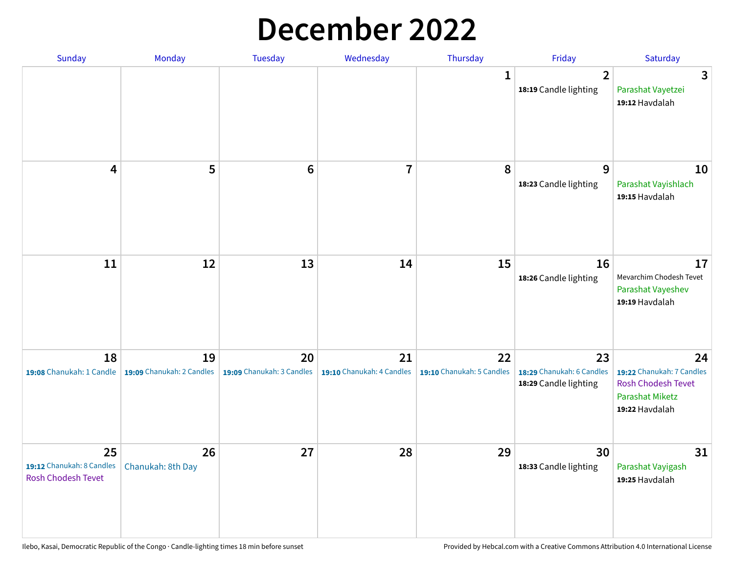# December 2022

| Sunday | Monday | Tuesday | Wednesday | Thursday | Friday | Saturday |
|---|---|---|---|---|---|---|
| | | | | 1 | 2<br>**18:19** Candle lighting | 3<br>Parashat Vayetzei<br>**19:12** Havdalah |
| 4 | 5 | 6 | 7 | 8 | 9<br>**18:23** Candle lighting | 10<br>Parashat Vayishlach<br>**19:15** Havdalah |
| 11 | 12 | 13 | 14 | 15 | 16<br>**18:26** Candle lighting | 17<br>Mevarchim Chodesh Tevet<br>Parashat Vayeshev<br>**19:19** Havdalah |
| 18<br>**19:08** Chanukah: 1 Candle | 19<br>**19:09** Chanukah: 2 Candles | 20<br>**19:09** Chanukah: 3 Candles | 21<br>**19:10** Chanukah: 4 Candles | 22<br>**19:10** Chanukah: 5 Candles | 23<br>**18:29** Chanukah: 6 Candles<br>**18:29** Candle lighting | 24<br>**19:22** Chanukah: 7 Candles<br>Rosh Chodesh Tevet<br>Parashat Miketz<br>**19:22** Havdalah |
| 25<br>**19:12** Chanukah: 8 Candles<br>Rosh Chodesh Tevet | 26<br>Chanukah: 8th Day | 27 | 28 | 29 | 30<br>**18:33** Candle lighting | 31<br>Parashat Vayigash<br>**19:25** Havdalah |

Ilebo, Kasai, Democratic Republic of the Congo · Candle-lighting times 18 min before sunset

Provided by Hebcal.com with a Creative Commons Attribution 4.0 International License